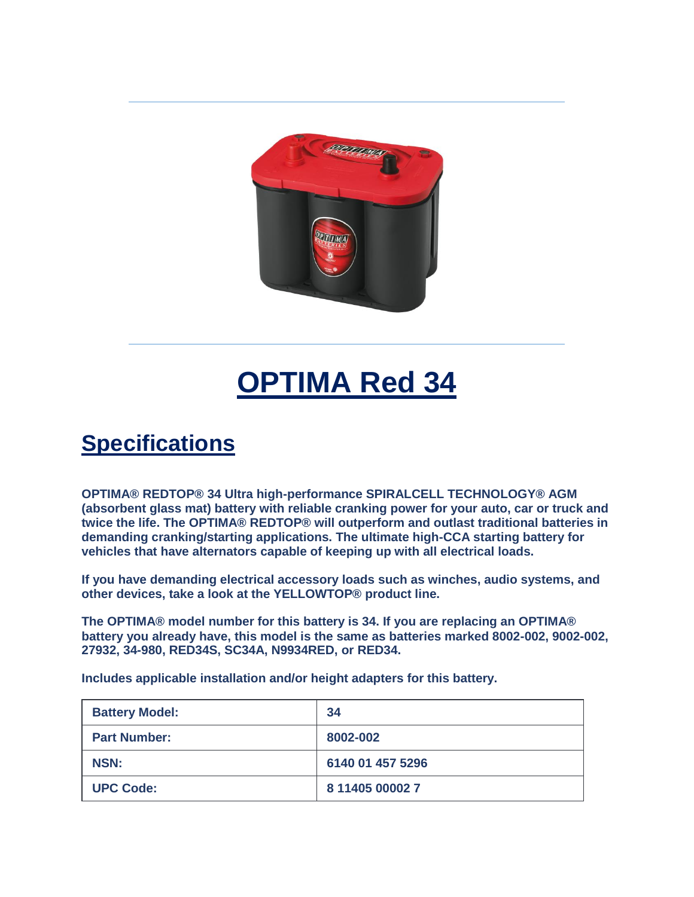# OPTIMA Red 34

## Specifications

**OPTIMA® REDTOP® 34 Ultra high-performance SPIRALCELL TECHNOLOGY® AGM (absorbent glass mat) battery with reliable cranking power for your auto, car or truck and twice the life. The OPTIMA® REDTOP® will outperform and outlast traditional batteries in demanding cranking/starting applications. The ultimate high-CCA starting battery for vehicles that have alternators capable of keeping up with all electrical loads.**

**If you have demanding electrical accessory loads such as winches, audio systems, and other devices, take a look at the YELLOWTOP® product line.**

**The OPTIMA® model number for this battery is 34. If you are replacing an OPTIMA® battery you already have, this model is the same as batteries marked 8002-002, 9002-002, 27932, 34-980, RED34S, SC34A, N9934RED, or RED34.**

**Includes applicable installation and/or height adapters for this battery.**

| | |
|---|---|
| **Battery Model:** | **34** |
| **Part Number:** | **8002-002** |
| **NSN:** | **6140 01 457 5296** |
| **UPC Code:** | **8 11405 00002 7** |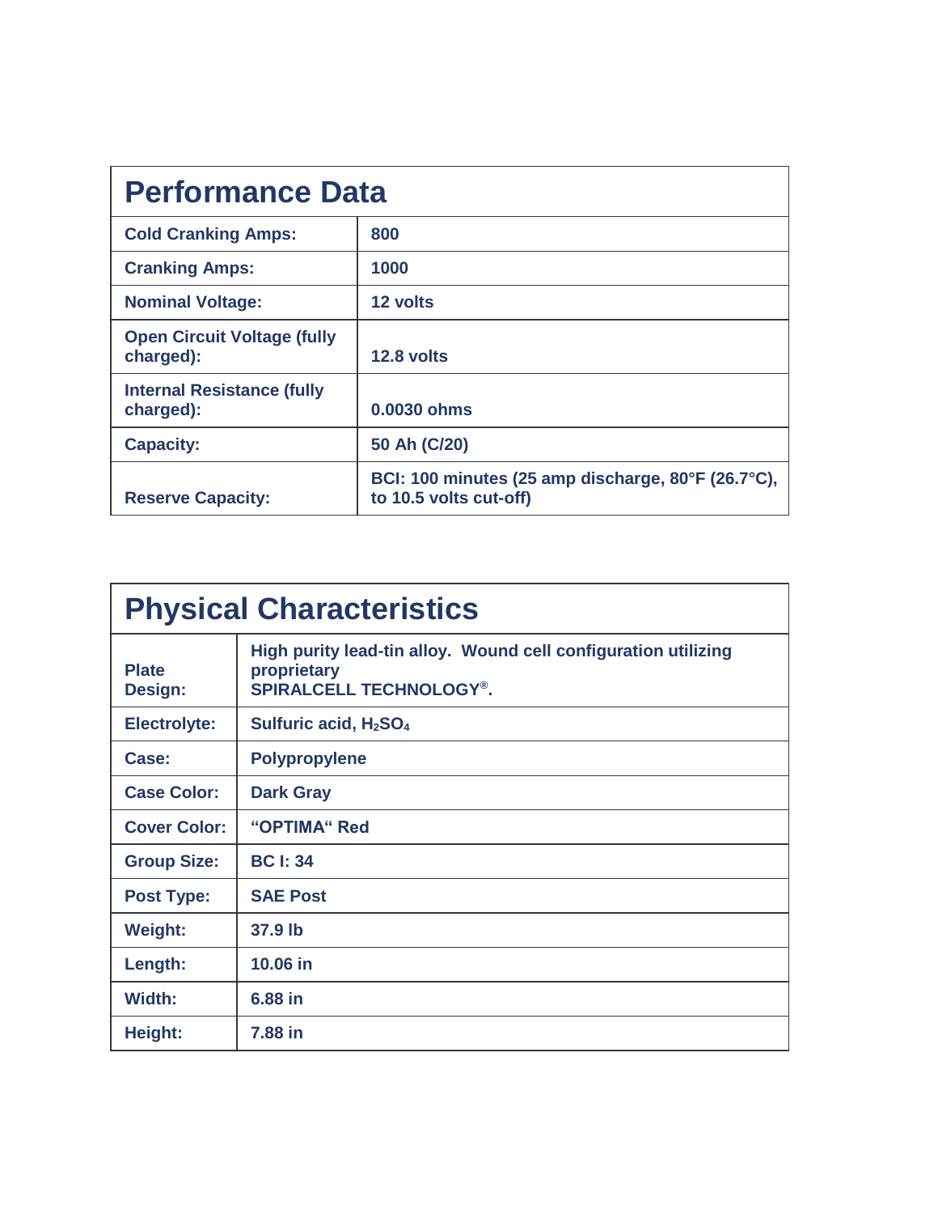| Performance Data | |
|---|---|
| **Cold Cranking Amps:** | **800** |
| **Cranking Amps:** | **1000** |
| **Nominal Voltage:** | **12 volts** |
| **Open Circuit Voltage (fully charged):** | **12.8 volts** |
| **Internal Resistance (fully charged):** | **0.0030 ohms** |
| **Capacity:** | **50 Ah (C/20)** |
| **Reserve Capacity:** | **BCI: 100 minutes (25 amp discharge, 80°F (26.7°C), to 10.5 volts cut-off)** |

| Physical Characteristics | |
|---|---|
| **Plate Design:** | **High purity lead-tin alloy. Wound cell configuration utilizing proprietary SPIRALCELL TECHNOLOGY®.** |
| **Electrolyte:** | **Sulfuric acid, $H_2SO_4$** |
| **Case:** | **Polypropylene** |
| **Case Color:** | **Dark Gray** |
| **Cover Color:** | **"OPTIMA" Red** |
| **Group Size:** | **BC I: 34** |
| **Post Type:** | **SAE Post** |
| **Weight:** | **37.9 lb** |
| **Length:** | **10.06 in** |
| **Width:** | **6.88 in** |
| **Height:** | **7.88 in** |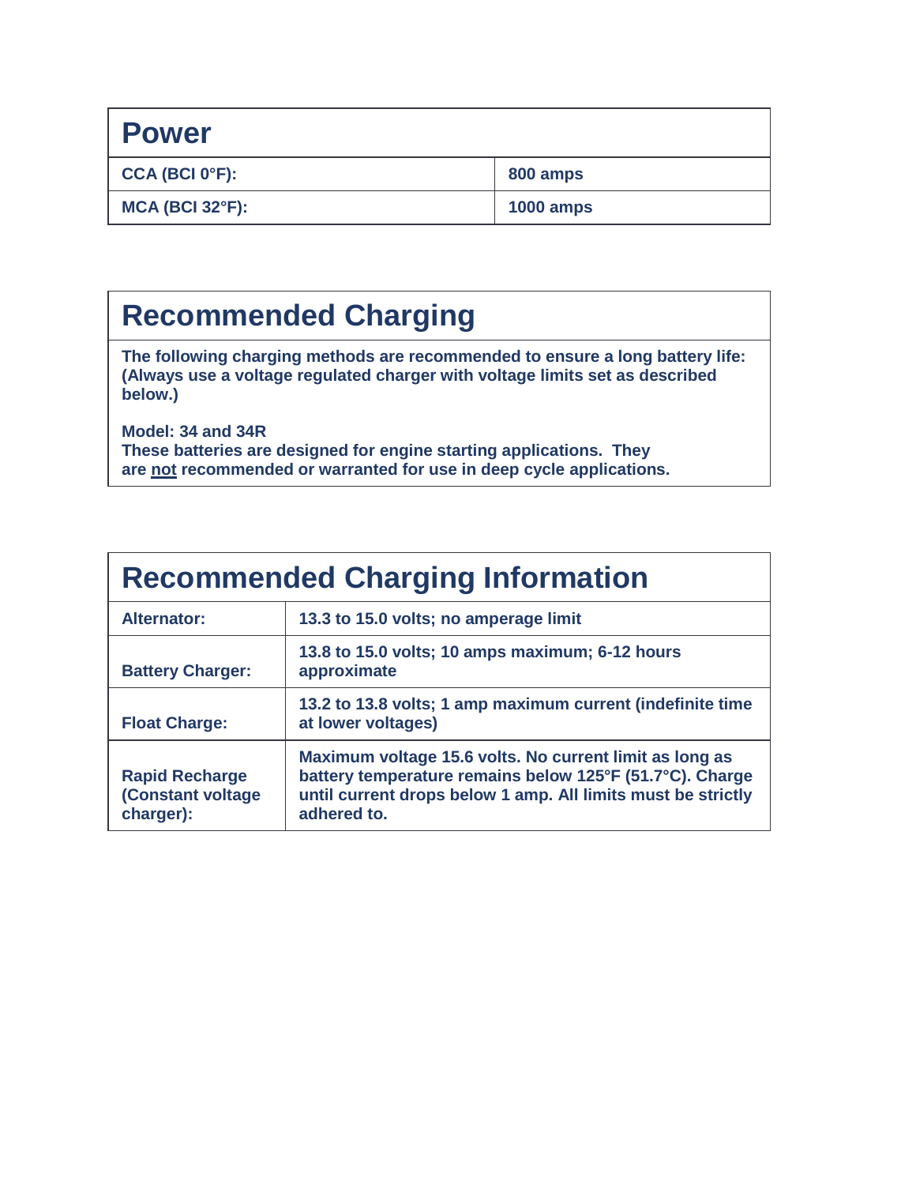## Power

| | |
|---|---|
| **CCA (BCI 0°F):** | **800 amps** |
| **MCA (BCI 32°F):** | **1000 amps** |

## Recommended Charging

**The following charging methods are recommended to ensure a long battery life: (Always use a voltage regulated charger with voltage limits set as described below.)**

**Model: 34 and 34R**
**These batteries are designed for engine starting applications. They are <u>not</u> recommended or warranted for use in deep cycle applications.**

## Recommended Charging Information

| | |
|---|---|
| **Alternator:** | **13.3 to 15.0 volts; no amperage limit** |
| **Battery Charger:** | **13.8 to 15.0 volts; 10 amps maximum; 6-12 hours approximate** |
| **Float Charge:** | **13.2 to 13.8 volts; 1 amp maximum current (indefinite time at lower voltages)** |
| **Rapid Recharge (Constant voltage charger):** | **Maximum voltage 15.6 volts. No current limit as long as battery temperature remains below 125°F (51.7°C). Charge until current drops below 1 amp. All limits must be strictly adhered to.** |